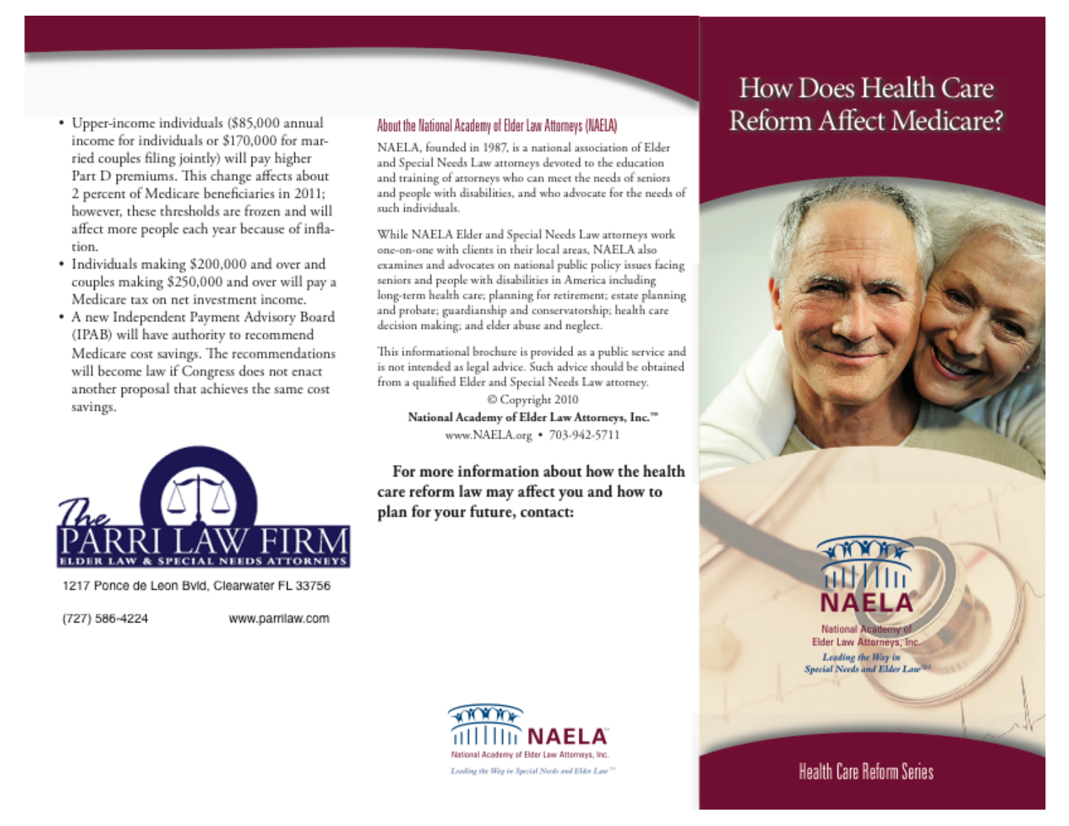- Upper-income individuals ($85,000 annual income for individuals or $170,000 for married couples filing jointly) will pay higher Part D premiums. This change affects about 2 percent of Medicare beneficiaries in 2011; however, these thresholds are frozen and will affect more people each year because of inflation.
- Individuals making $200,000 and over and couples making $250,000 and over will pay a Medicare tax on net investment income.
- A new Independent Payment Advisory Board (IPAB) will have authority to recommend Medicare cost savings. The recommendations will become law if Congress does not enact another proposal that achieves the same cost savings.

The PARRI LAW FIRM

ELDER LAW & SPECIAL NEEDS ATTORNEYS

1217 Ponce de Leon Bvld, Clearwater FL 33756

(727) 586-4224 www.parrilaw.com

### About the National Academy of Elder Law Attorneys (NAELA)

NAELA, founded in 1987, is a national association of Elder and Special Needs Law attorneys devoted to the education and training of attorneys who can meet the needs of seniors and people with disabilities, and who advocate for the needs of such individuals.

While NAELA Elder and Special Needs Law attorneys work one-on-one with clients in their local areas, NAELA also examines and advocates on national public policy issues facing seniors and people with disabilities in America including long-term health care; planning for retirement; estate planning and probate; guardianship and conservatorship; health care decision making; and elder abuse and neglect.

This informational brochure is provided as a public service and is not intended as legal advice. Such advice should be obtained from a qualified Elder and Special Needs Law attorney.

© Copyright 2010

**National Academy of Elder Law Attorneys, Inc.™**

www.NAELA.org • 703-942-5711

**For more information about how the health care reform law may affect you and how to plan for your future, contact:**

NAELA

National Academy of Elder Law Attorneys, Inc.

*Leading the Way in Special Needs and Elder Law℠*

# How Does Health Care Reform Affect Medicare?

NAELA

National Academy of Elder Law Attorneys, Inc.

*Leading the Way in Special Needs and Elder Law℠*

Health Care Reform Series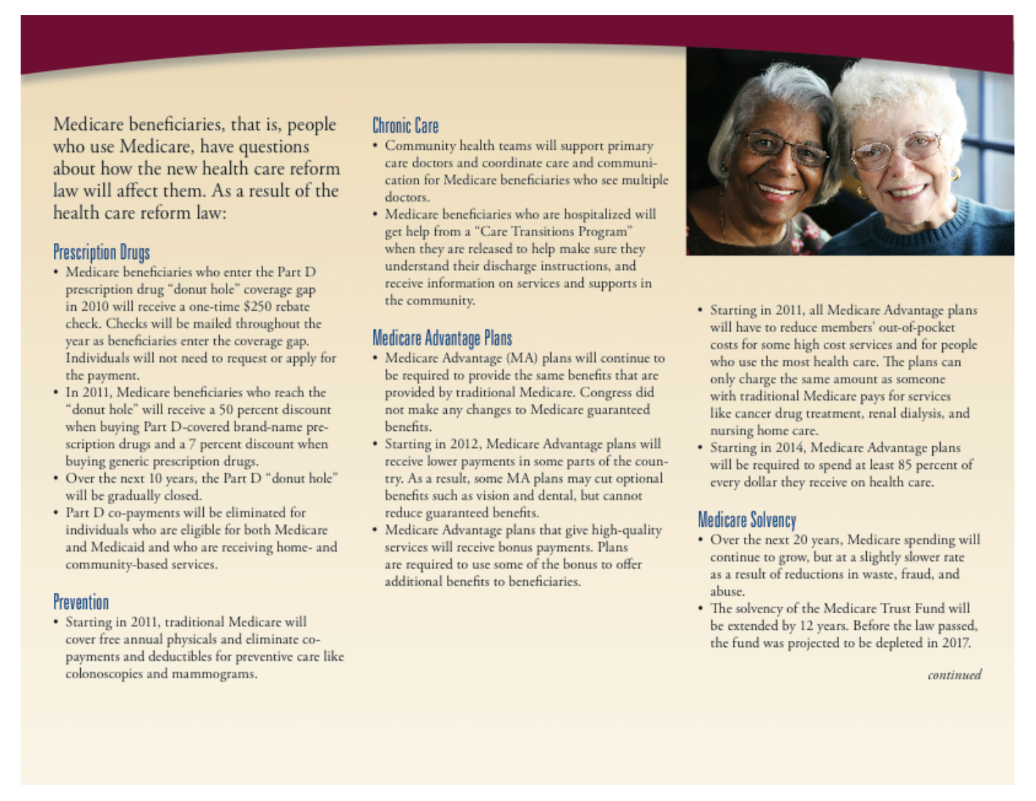Medicare beneficiaries, that is, people who use Medicare, have questions about how the new health care reform law will affect them. As a result of the health care reform law:

## Prescription Drugs

- Medicare beneficiaries who enter the Part D prescription drug "donut hole" coverage gap in 2010 will receive a one-time $250 rebate check. Checks will be mailed throughout the year as beneficiaries enter the coverage gap. Individuals will not need to request or apply for the payment.
- In 2011, Medicare beneficiaries who reach the "donut hole" will receive a 50 percent discount when buying Part D-covered brand-name prescription drugs and a 7 percent discount when buying generic prescription drugs.
- Over the next 10 years, the Part D "donut hole" will be gradually closed.
- Part D co-payments will be eliminated for individuals who are eligible for both Medicare and Medicaid and who are receiving home- and community-based services.

## Prevention

- Starting in 2011, traditional Medicare will cover free annual physicals and eliminate co-payments and deductibles for preventive care like colonoscopies and mammograms.

## Chronic Care

- Community health teams will support primary care doctors and coordinate care and communication for Medicare beneficiaries who see multiple doctors.
- Medicare beneficiaries who are hospitalized will get help from a "Care Transitions Program" when they are released to help make sure they understand their discharge instructions, and receive information on services and supports in the community.

## Medicare Advantage Plans

- Medicare Advantage (MA) plans will continue to be required to provide the same benefits that are provided by traditional Medicare. Congress did not make any changes to Medicare guaranteed benefits.
- Starting in 2012, Medicare Advantage plans will receive lower payments in some parts of the country. As a result, some MA plans may cut optional benefits such as vision and dental, but cannot reduce guaranteed benefits.
- Medicare Advantage plans that give high-quality services will receive bonus payments. Plans are required to use some of the bonus to offer additional benefits to beneficiaries.
- Starting in 2011, all Medicare Advantage plans will have to reduce members' out-of-pocket costs for some high cost services and for people who use the most health care. The plans can only charge the same amount as someone with traditional Medicare pays for services like cancer drug treatment, renal dialysis, and nursing home care.
- Starting in 2014, Medicare Advantage plans will be required to spend at least 85 percent of every dollar they receive on health care.

## Medicare Solvency

- Over the next 20 years, Medicare spending will continue to grow, but at a slightly slower rate as a result of reductions in waste, fraud, and abuse.
- The solvency of the Medicare Trust Fund will be extended by 12 years. Before the law passed, the fund was projected to be depleted in 2017.

*continued*